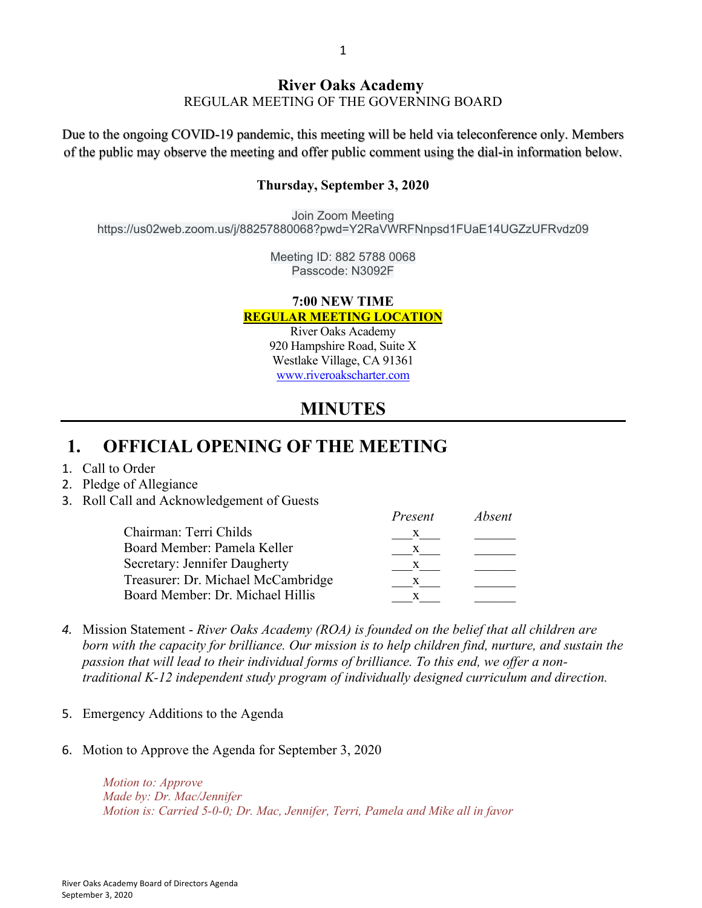**River Oaks Academy**

REGULAR MEETING OF THE GOVERNING BOARD

Due to the ongoing COVID-19 pandemic, this meeting will be held via teleconference only. Members of the public may observe the meeting and offer public comment using the dial-in information below.

**Thursday, September 3, 2020**

Join Zoom Meeting
https://us02web.zoom.us/j/88257880068?pwd=Y2RaVWRFNnpsd1FUaE14UGZzUFRvdz09

Meeting ID: 882 5788 0068
Passcode: N3092F

**7:00 NEW TIME**

**REGULAR MEETING LOCATION**

River Oaks Academy
920 Hampshire Road, Suite X
Westlake Village, CA 91361
www.riveroakscharter.com

# MINUTES

## 1. OFFICIAL OPENING OF THE MEETING

1. Call to Order
2. Pledge of Allegiance
3. Roll Call and Acknowledgement of Guests

| | *Present* | *Absent* |
|---|---|---|
| Chairman: Terri Childs | x | |
| Board Member: Pamela Keller | x | |
| Secretary: Jennifer Daugherty | x | |
| Treasurer: Dr. Michael McCambridge | x | |
| Board Member: Dr. Michael Hillis | x | |

4. Mission Statement - *River Oaks Academy (ROA) is founded on the belief that all children are born with the capacity for brilliance. Our mission is to help children find, nurture, and sustain the passion that will lead to their individual forms of brilliance. To this end, we offer a non-traditional K-12 independent study program of individually designed curriculum and direction.*

5. Emergency Additions to the Agenda

6. Motion to Approve the Agenda for September 3, 2020

   *Motion to: Approve*
   *Made by: Dr. Mac/Jennifer*
   *Motion is: Carried 5-0-0; Dr. Mac, Jennifer, Terri, Pamela and Mike all in favor*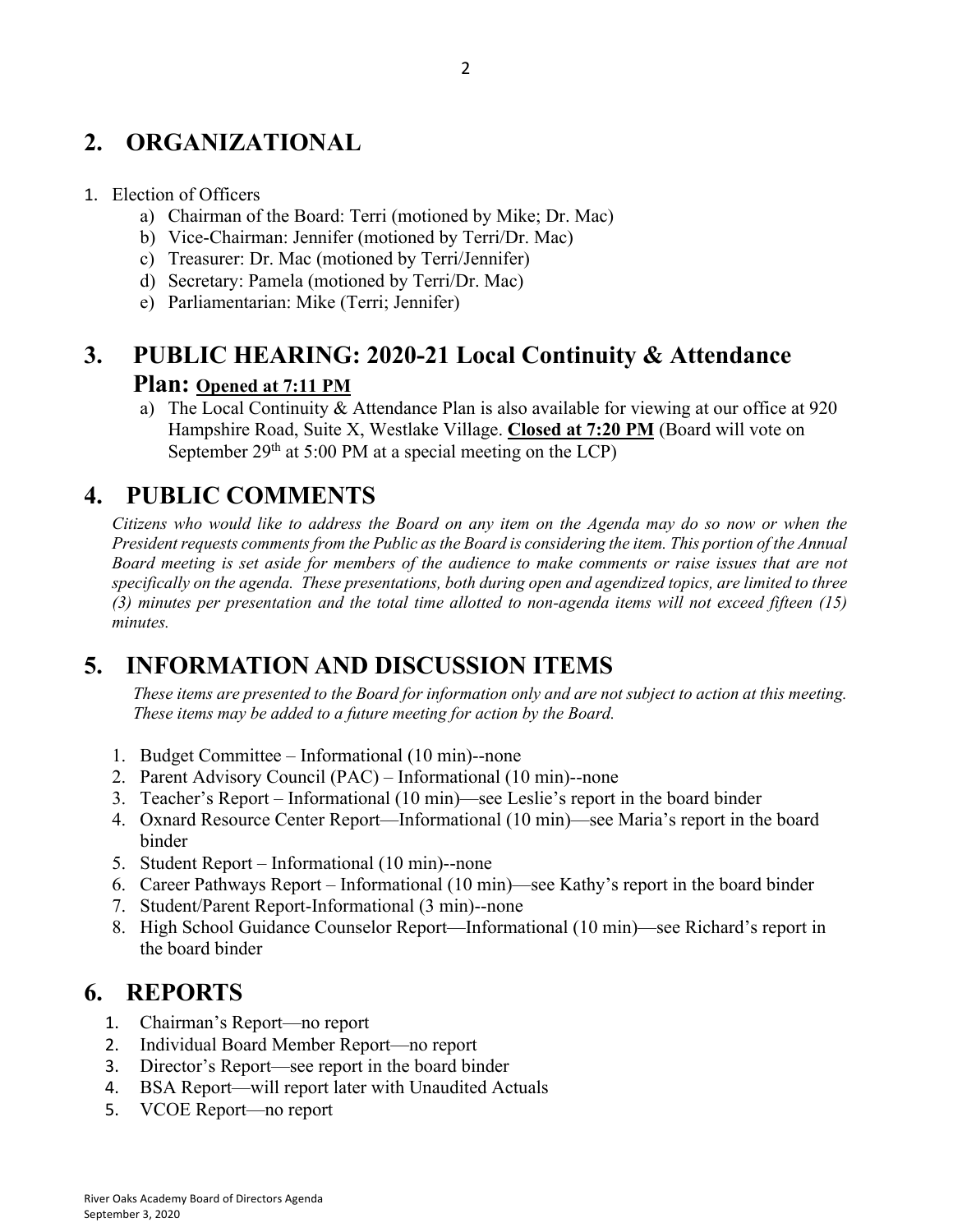## 2. ORGANIZATIONAL

1. Election of Officers
   a) Chairman of the Board: Terri (motioned by Mike; Dr. Mac)
   b) Vice-Chairman: Jennifer (motioned by Terri/Dr. Mac)
   c) Treasurer: Dr. Mac (motioned by Terri/Jennifer)
   d) Secretary: Pamela (motioned by Terri/Dr. Mac)
   e) Parliamentarian: Mike (Terri; Jennifer)

## 3. PUBLIC HEARING: 2020-21 Local Continuity & Attendance Plan: <u>**Opened at 7:11 PM**</u>

a) The Local Continuity & Attendance Plan is also available for viewing at our office at 920 Hampshire Road, Suite X, Westlake Village. <u>**Closed at 7:20 PM**</u> (Board will vote on September 29th at 5:00 PM at a special meeting on the LCP)

## 4. PUBLIC COMMENTS

*Citizens who would like to address the Board on any item on the Agenda may do so now or when the President requests comments from the Public as the Board is considering the item. This portion of the Annual Board meeting is set aside for members of the audience to make comments or raise issues that are not specifically on the agenda. These presentations, both during open and agendized topics, are limited to three (3) minutes per presentation and the total time allotted to non-agenda items will not exceed fifteen (15) minutes.*

## 5. INFORMATION AND DISCUSSION ITEMS

*These items are presented to the Board for information only and are not subject to action at this meeting. These items may be added to a future meeting for action by the Board.*

1. Budget Committee – Informational (10 min)--none
2. Parent Advisory Council (PAC) – Informational (10 min)--none
3. Teacher's Report – Informational (10 min)—see Leslie's report in the board binder
4. Oxnard Resource Center Report—Informational (10 min)—see Maria's report in the board binder
5. Student Report – Informational (10 min)--none
6. Career Pathways Report – Informational (10 min)—see Kathy's report in the board binder
7. Student/Parent Report-Informational (3 min)--none
8. High School Guidance Counselor Report—Informational (10 min)—see Richard's report in the board binder

## 6. REPORTS

1. Chairman's Report—no report
2. Individual Board Member Report—no report
3. Director's Report—see report in the board binder
4. BSA Report—will report later with Unaudited Actuals
5. VCOE Report—no report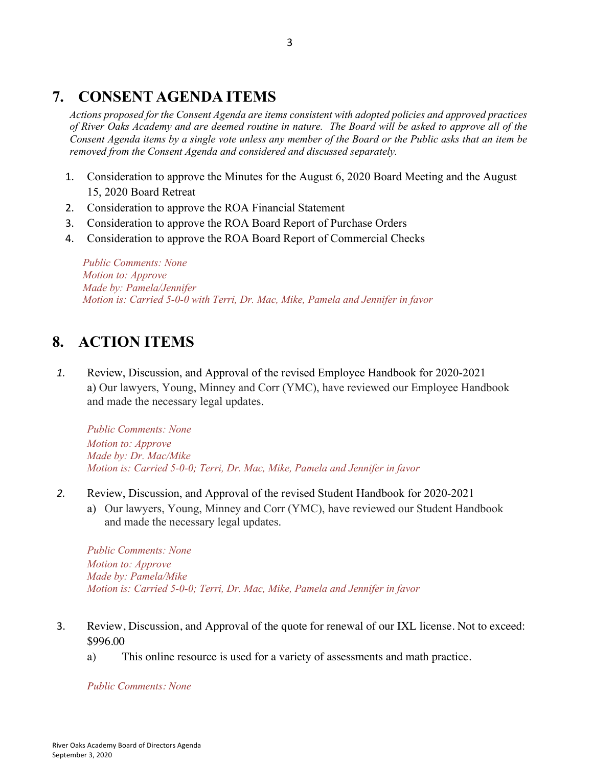## 7. CONSENT AGENDA ITEMS

*Actions proposed for the Consent Agenda are items consistent with adopted policies and approved practices of River Oaks Academy and are deemed routine in nature. The Board will be asked to approve all of the Consent Agenda items by a single vote unless any member of the Board or the Public asks that an item be removed from the Consent Agenda and considered and discussed separately.*

1. Consideration to approve the Minutes for the August 6, 2020 Board Meeting and the August 15, 2020 Board Retreat
2. Consideration to approve the ROA Financial Statement
3. Consideration to approve the ROA Board Report of Purchase Orders
4. Consideration to approve the ROA Board Report of Commercial Checks

*Public Comments: None*
*Motion to: Approve*
*Made by: Pamela/Jennifer*
*Motion is: Carried 5-0-0 with Terri, Dr. Mac, Mike, Pamela and Jennifer in favor*

## 8. ACTION ITEMS

1. Review, Discussion, and Approval of the revised Employee Handbook for 2020-2021
   a) Our lawyers, Young, Minney and Corr (YMC), have reviewed our Employee Handbook and made the necessary legal updates.

   *Public Comments: None*
   *Motion to: Approve*
   *Made by: Dr. Mac/Mike*
   *Motion is: Carried 5-0-0; Terri, Dr. Mac, Mike, Pamela and Jennifer in favor*

2. Review, Discussion, and Approval of the revised Student Handbook for 2020-2021
   a) Our lawyers, Young, Minney and Corr (YMC), have reviewed our Student Handbook and made the necessary legal updates.

   *Public Comments: None*
   *Motion to: Approve*
   *Made by: Pamela/Mike*
   *Motion is: Carried 5-0-0; Terri, Dr. Mac, Mike, Pamela and Jennifer in favor*

3. Review, Discussion, and Approval of the quote for renewal of our IXL license. Not to exceed: $996.00
   a) This online resource is used for a variety of assessments and math practice.

   *Public Comments: None*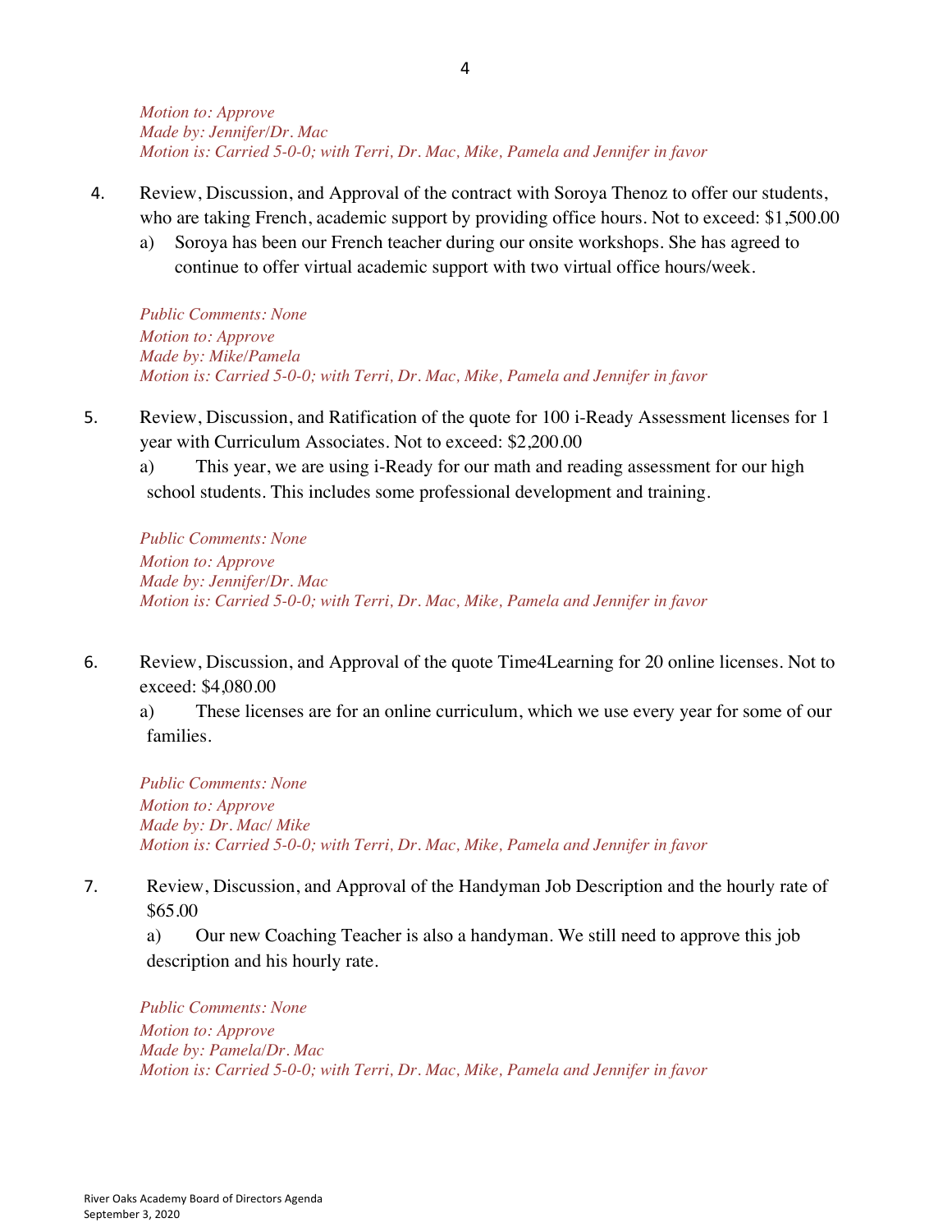*Motion to: Approve*
*Made by: Jennifer/Dr. Mac*
*Motion is: Carried 5-0-0; with Terri, Dr. Mac, Mike, Pamela and Jennifer in favor*

4. Review, Discussion, and Approval of the contract with Soroya Thenoz to offer our students, who are taking French, academic support by providing office hours. Not to exceed: $1,500.00
   a) Soroya has been our French teacher during our onsite workshops. She has agreed to continue to offer virtual academic support with two virtual office hours/week.

*Public Comments: None*
*Motion to: Approve*
*Made by: Mike/Pamela*
*Motion is: Carried 5-0-0; with Terri, Dr. Mac, Mike, Pamela and Jennifer in favor*

5. Review, Discussion, and Ratification of the quote for 100 i-Ready Assessment licenses for 1 year with Curriculum Associates. Not to exceed: $2,200.00
   a) This year, we are using i-Ready for our math and reading assessment for our high school students. This includes some professional development and training.

*Public Comments: None*
*Motion to: Approve*
*Made by: Jennifer/Dr. Mac*
*Motion is: Carried 5-0-0; with Terri, Dr. Mac, Mike, Pamela and Jennifer in favor*

6. Review, Discussion, and Approval of the quote Time4Learning for 20 online licenses. Not to exceed: $4,080.00
   a) These licenses are for an online curriculum, which we use every year for some of our families.

*Public Comments: None*
*Motion to: Approve*
*Made by: Dr. Mac/ Mike*
*Motion is: Carried 5-0-0; with Terri, Dr. Mac, Mike, Pamela and Jennifer in favor*

7. Review, Discussion, and Approval of the Handyman Job Description and the hourly rate of $65.00
   a) Our new Coaching Teacher is also a handyman. We still need to approve this job description and his hourly rate.

*Public Comments: None*
*Motion to: Approve*
*Made by: Pamela/Dr. Mac*
*Motion is: Carried 5-0-0; with Terri, Dr. Mac, Mike, Pamela and Jennifer in favor*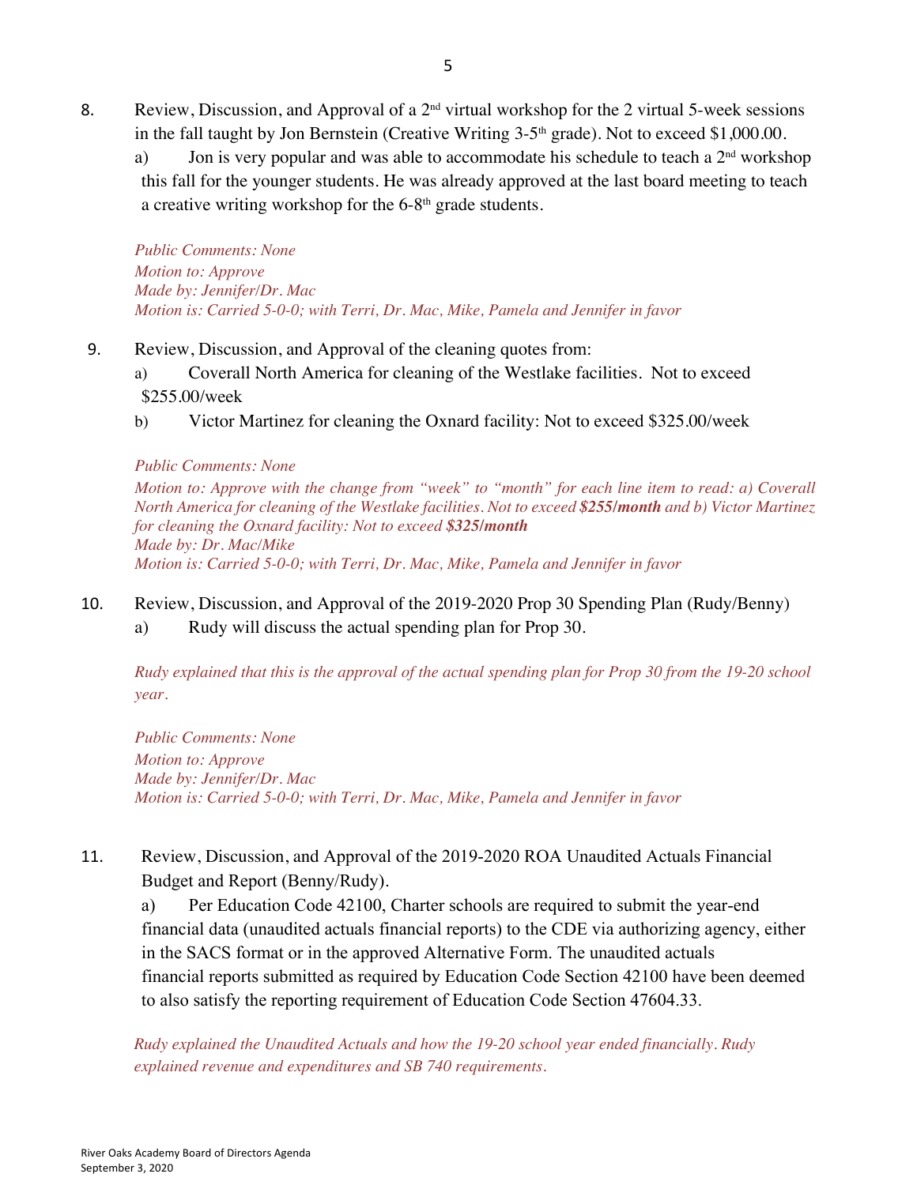8. Review, Discussion, and Approval of a 2nd virtual workshop for the 2 virtual 5-week sessions in the fall taught by Jon Bernstein (Creative Writing 3-5th grade). Not to exceed $1,000.00.

   a) Jon is very popular and was able to accommodate his schedule to teach a 2nd workshop this fall for the younger students. He was already approved at the last board meeting to teach a creative writing workshop for the 6-8th grade students.

   *Public Comments: None*
   *Motion to: Approve*
   *Made by: Jennifer/Dr. Mac*
   *Motion is: Carried 5-0-0; with Terri, Dr. Mac, Mike, Pamela and Jennifer in favor*

9. Review, Discussion, and Approval of the cleaning quotes from:

   a) Coverall North America for cleaning of the Westlake facilities. Not to exceed $255.00/week

   b) Victor Martinez for cleaning the Oxnard facility: Not to exceed $325.00/week

   *Public Comments: None*
   *Motion to: Approve with the change from "week" to "month" for each line item to read: a) Coverall North America for cleaning of the Westlake facilities. Not to exceed* ***$255/month*** *and b) Victor Martinez for cleaning the Oxnard facility: Not to exceed* ***$325/month***
   *Made by: Dr. Mac/Mike*
   *Motion is: Carried 5-0-0; with Terri, Dr. Mac, Mike, Pamela and Jennifer in favor*

10. Review, Discussion, and Approval of the 2019-2020 Prop 30 Spending Plan (Rudy/Benny)

    a) Rudy will discuss the actual spending plan for Prop 30.

    *Rudy explained that this is the approval of the actual spending plan for Prop 30 from the 19-20 school year.*

    *Public Comments: None*
    *Motion to: Approve*
    *Made by: Jennifer/Dr. Mac*
    *Motion is: Carried 5-0-0; with Terri, Dr. Mac, Mike, Pamela and Jennifer in favor*

11. Review, Discussion, and Approval of the 2019-2020 ROA Unaudited Actuals Financial Budget and Report (Benny/Rudy).

    a) Per Education Code 42100, Charter schools are required to submit the year-end financial data (unaudited actuals financial reports) to the CDE via authorizing agency, either in the SACS format or in the approved Alternative Form. The unaudited actuals financial reports submitted as required by Education Code Section 42100 have been deemed to also satisfy the reporting requirement of Education Code Section 47604.33.

    *Rudy explained the Unaudited Actuals and how the 19-20 school year ended financially. Rudy explained revenue and expenditures and SB 740 requirements.*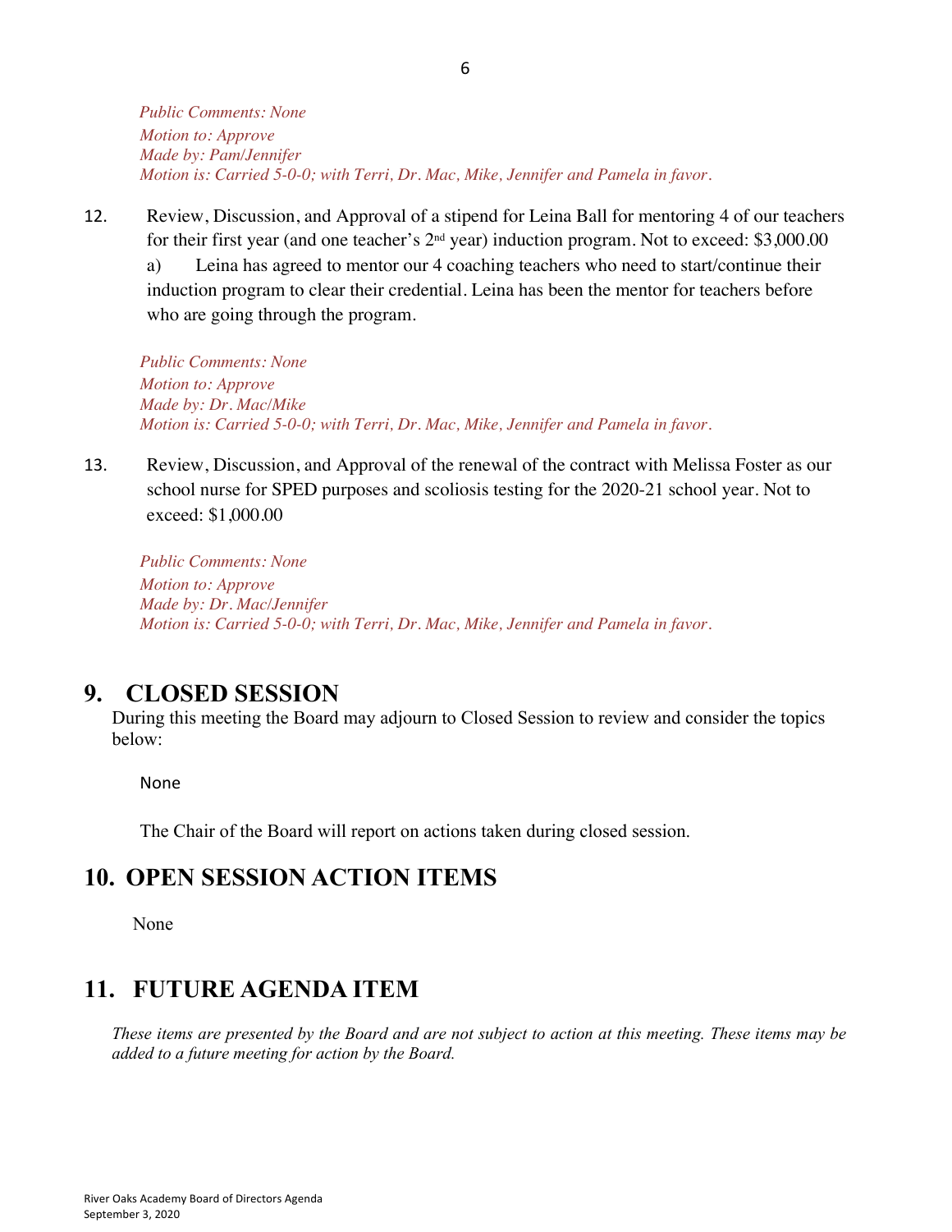*Public Comments: None*
*Motion to: Approve*
*Made by: Pam/Jennifer*
*Motion is: Carried 5-0-0; with Terri, Dr. Mac, Mike, Jennifer and Pamela in favor.*

12. Review, Discussion, and Approval of a stipend for Leina Ball for mentoring 4 of our teachers for their first year (and one teacher's 2nd year) induction program. Not to exceed: $3,000.00
    a) Leina has agreed to mentor our 4 coaching teachers who need to start/continue their induction program to clear their credential. Leina has been the mentor for teachers before who are going through the program.

*Public Comments: None*
*Motion to: Approve*
*Made by: Dr. Mac/Mike*
*Motion is: Carried 5-0-0; with Terri, Dr. Mac, Mike, Jennifer and Pamela in favor.*

13. Review, Discussion, and Approval of the renewal of the contract with Melissa Foster as our school nurse for SPED purposes and scoliosis testing for the 2020-21 school year. Not to exceed: $1,000.00

*Public Comments: None*
*Motion to: Approve*
*Made by: Dr. Mac/Jennifer*
*Motion is: Carried 5-0-0; with Terri, Dr. Mac, Mike, Jennifer and Pamela in favor.*

# 9. CLOSED SESSION

During this meeting the Board may adjourn to Closed Session to review and consider the topics below:

None

The Chair of the Board will report on actions taken during closed session.

# 10. OPEN SESSION ACTION ITEMS

None

# 11. FUTURE AGENDA ITEM

*These items are presented by the Board and are not subject to action at this meeting. These items may be added to a future meeting for action by the Board.*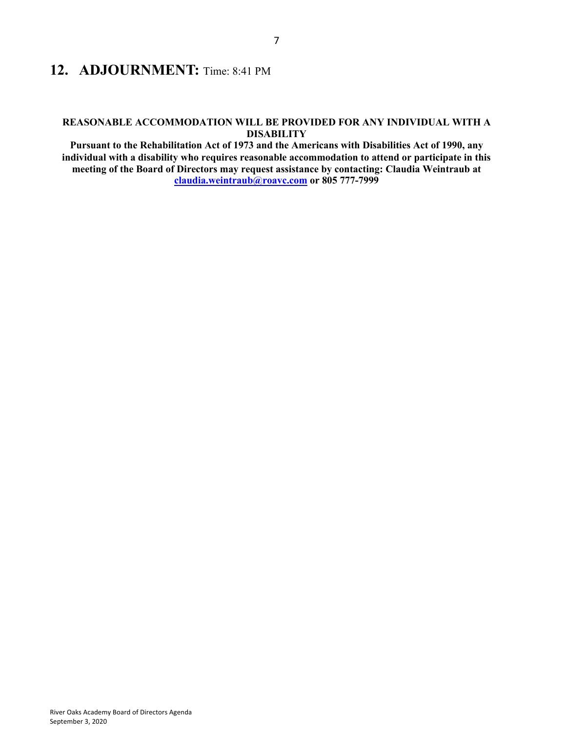## 12. ADJOURNMENT: Time: 8:41 PM

**REASONABLE ACCOMMODATION WILL BE PROVIDED FOR ANY INDIVIDUAL WITH A DISABILITY**

**Pursuant to the Rehabilitation Act of 1973 and the Americans with Disabilities Act of 1990, any individual with a disability who requires reasonable accommodation to attend or participate in this meeting of the Board of Directors may request assistance by contacting: Claudia Weintraub at claudia.weintraub@roavc.com or 805 777-7999**